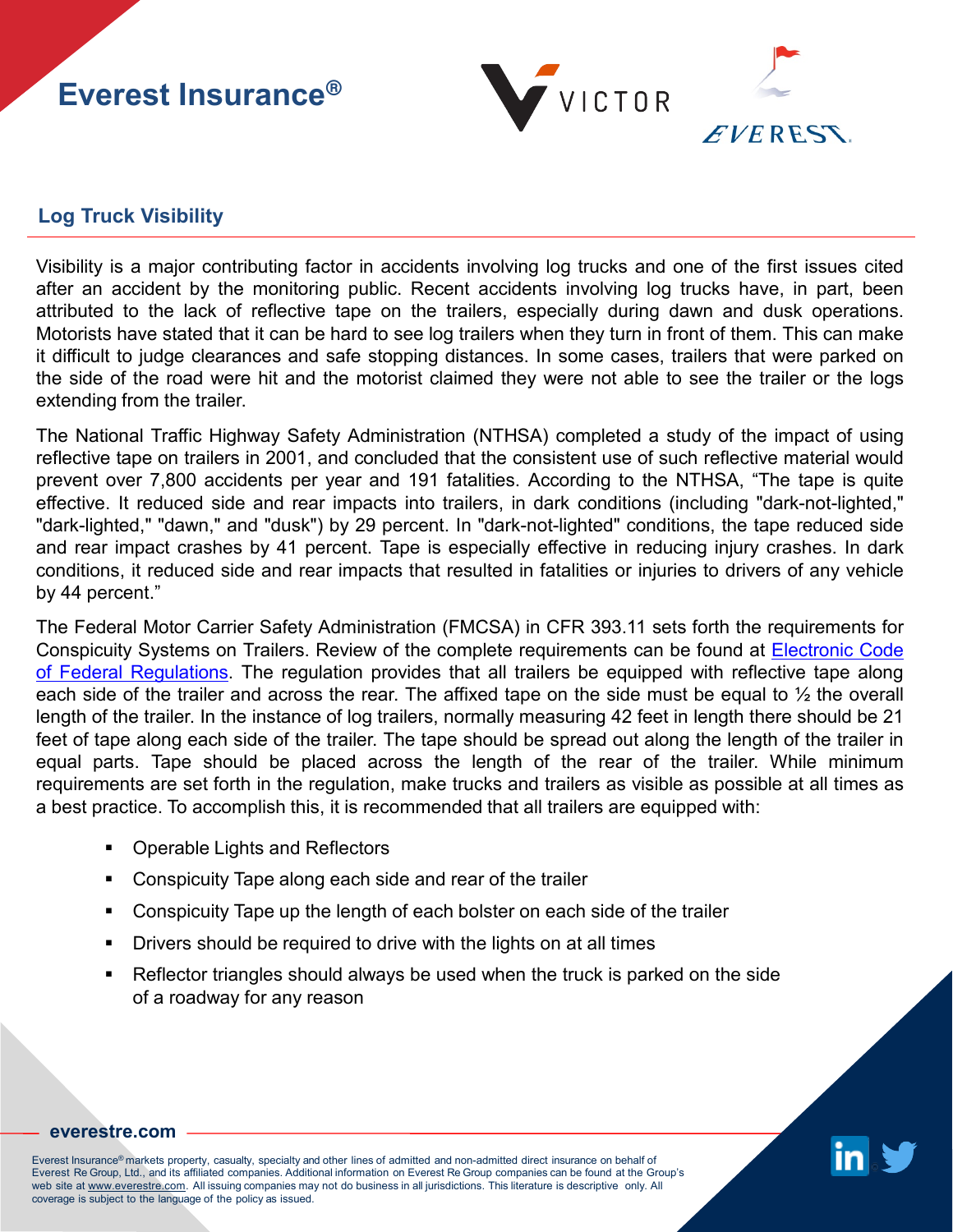# Everest Insurance®

## Log Truck Visibility

Visibility is a major contributing factor in accidents involving log trucks and one of the first issues cited after an accident by the monitoring public. Recent accidents involving log trucks have, in part, been attributed to the lack of reflective tape on the trailers, especially during dawn and dusk operations. Motorists have stated that it can be hard to see log trailers when they turn in front of them. This can make it difficult to judge clearances and safe stopping distances. In some cases, trailers that were parked on the side of the road were hit and the motorist claimed they were not able to see the trailer or the logs extending from the trailer.

The National Traffic Highway Safety Administration (NTHSA) completed a study of the impact of using reflective tape on trailers in 2001, and concluded that the consistent use of such reflective material would prevent over 7,800 accidents per year and 191 fatalities. According to the NTHSA, "The tape is quite effective. It reduced side and rear impacts into trailers, in dark conditions (including "dark-not-lighted," "dark-lighted," "dawn," and "dusk") by 29 percent. In "dark-not-lighted" conditions, the tape reduced side and rear impact crashes by 41 percent. Tape is especially effective in reducing injury crashes. In dark conditions, it reduced side and rear impacts that resulted in fatalities or injuries to drivers of any vehicle by 44 percent."

The Federal Motor Carrier Safety Administration (FMCSA) in CFR 393.11 sets forth the requirements for Conspicuity Systems on Trailers. Review of the complete requirements can be found at Electronic Code of Federal Regulations. The regulation provides that all trailers be equipped with reflective tape along each side of the trailer and across the rear. The affixed tape on the side must be equal to ½ the overall length of the trailer. In the instance of log trailers, normally measuring 42 feet in length there should be 21 feet of tape along each side of the trailer. The tape should be spread out along the length of the trailer in equal parts. Tape should be placed across the length of the rear of the trailer. While minimum requirements are set forth in the regulation, make trucks and trailers as visible as possible at all times as a best practice. To accomplish this, it is recommended that all trailers are equipped with:

- Operable Lights and Reflectors
- Conspicuity Tape along each side and rear of the trailer
- Conspicuity Tape up the length of each bolster on each side of the trailer
- Drivers should be required to drive with the lights on at all times
- Reflector triangles should always be used when the truck is parked on the side of a roadway for any reason

**everestre.com**

Everest Insurance® markets property, casualty, specialty and other lines of admitted and non-admitted direct insurance on behalf of Everest Re Group, Ltd., and its affiliated companies. Additional information on Everest Re Group companies can be found at the Group's web site at www.everestre.com. All issuing companies may not do business in all jurisdictions. This literature is descriptive only. All coverage is subject to the language of the policy as issued.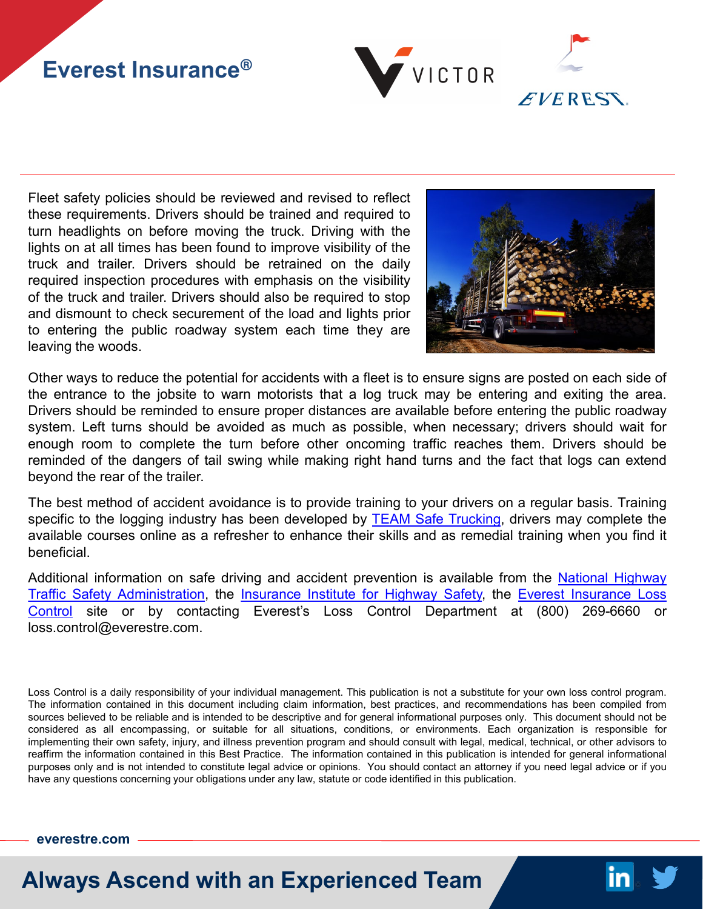Fleet safety policies should be reviewed and revised to reflect these requirements. Drivers should be trained and required to turn headlights on before moving the truck. Driving with the lights on at all times has been found to improve visibility of the truck and trailer. Drivers should be retrained on the daily required inspection procedures with emphasis on the visibility of the truck and trailer. Drivers should also be required to stop and dismount to check securement of the load and lights prior to entering the public roadway system each time they are leaving the woods.

Other ways to reduce the potential for accidents with a fleet is to ensure signs are posted on each side of the entrance to the jobsite to warn motorists that a log truck may be entering and exiting the area. Drivers should be reminded to ensure proper distances are available before entering the public roadway system. Left turns should be avoided as much as possible, when necessary; drivers should wait for enough room to complete the turn before other oncoming traffic reaches them. Drivers should be reminded of the dangers of tail swing while making right hand turns and the fact that logs can extend beyond the rear of the trailer.

The best method of accident avoidance is to provide training to your drivers on a regular basis. Training specific to the logging industry has been developed by TEAM Safe Trucking, drivers may complete the available courses online as a refresher to enhance their skills and as remedial training when you find it beneficial.

Additional information on safe driving and accident prevention is available from the National Highway Traffic Safety Administration, the Insurance Institute for Highway Safety, the Everest Insurance Loss Control site or by contacting Everest's Loss Control Department at (800) 269-6660 or loss.control@everestre.com.

Loss Control is a daily responsibility of your individual management. This publication is not a substitute for your own loss control program. The information contained in this document including claim information, best practices, and recommendations has been compiled from sources believed to be reliable and is intended to be descriptive and for general informational purposes only. This document should not be considered as all encompassing, or suitable for all situations, conditions, or environments. Each organization is responsible for implementing their own safety, injury, and illness prevention program and should consult with legal, medical, technical, or other advisors to reaffirm the information contained in this Best Practice. The information contained in this publication is intended for general informational purposes only and is not intended to constitute legal advice or opinions. You should contact an attorney if you need legal advice or if you have any questions concerning your obligations under any law, statute or code identified in this publication.